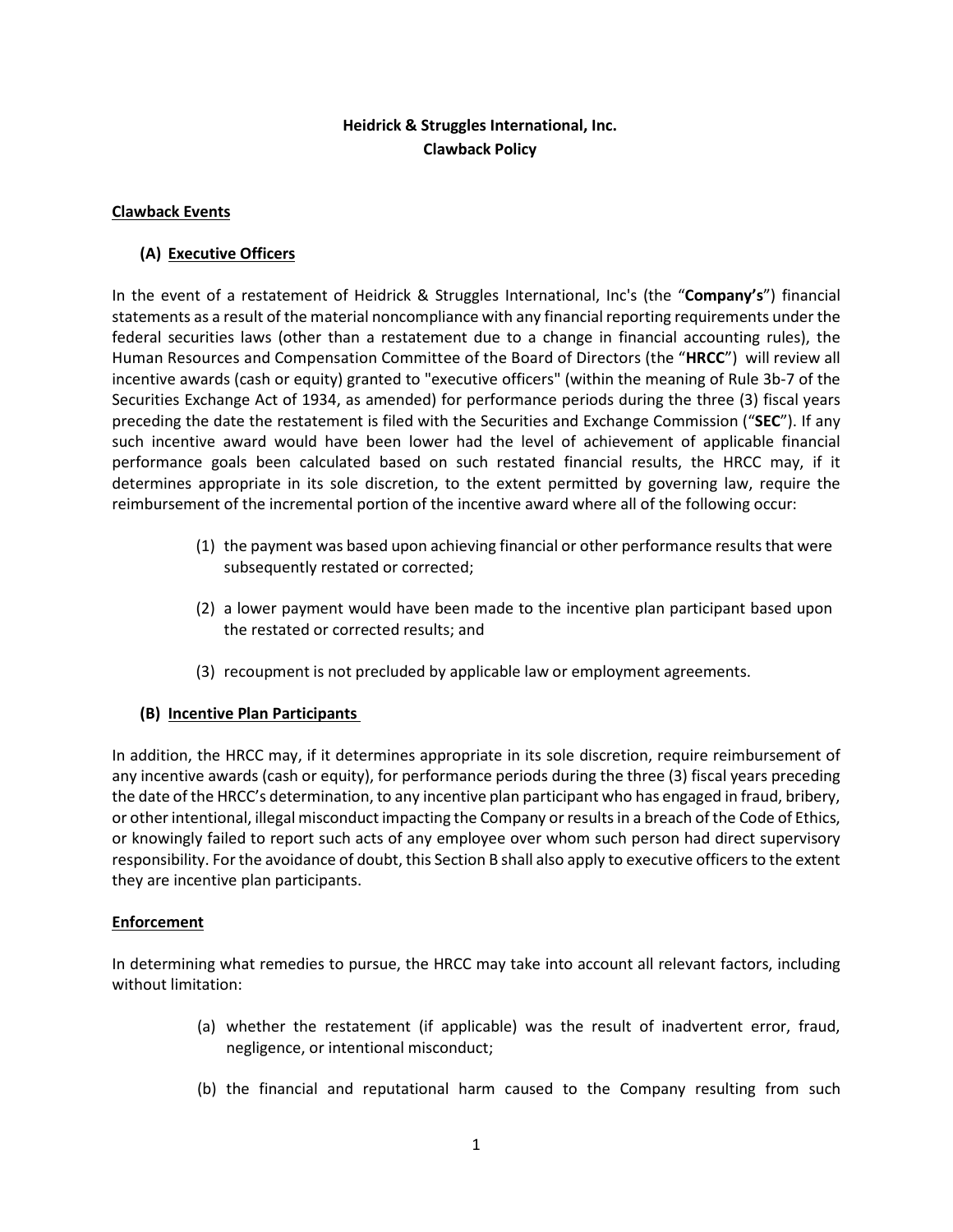**Heidrick & Struggles International, Inc.**
**Clawback Policy**

## Clawback Events

### (A) Executive Officers

In the event of a restatement of Heidrick & Struggles International, Inc's (the "**Company's**") financial statements as a result of the material noncompliance with any financial reporting requirements under the federal securities laws (other than a restatement due to a change in financial accounting rules), the Human Resources and Compensation Committee of the Board of Directors (the "**HRCC**") will review all incentive awards (cash or equity) granted to "executive officers" (within the meaning of Rule 3b-7 of the Securities Exchange Act of 1934, as amended) for performance periods during the three (3) fiscal years preceding the date the restatement is filed with the Securities and Exchange Commission ("**SEC**"). If any such incentive award would have been lower had the level of achievement of applicable financial performance goals been calculated based on such restated financial results, the HRCC may, if it determines appropriate in its sole discretion, to the extent permitted by governing law, require the reimbursement of the incremental portion of the incentive award where all of the following occur:

(1) the payment was based upon achieving financial or other performance results that were subsequently restated or corrected;

(2) a lower payment would have been made to the incentive plan participant based upon the restated or corrected results; and

(3) recoupment is not precluded by applicable law or employment agreements.

### (B) Incentive Plan Participants

In addition, the HRCC may, if it determines appropriate in its sole discretion, require reimbursement of any incentive awards (cash or equity), for performance periods during the three (3) fiscal years preceding the date of the HRCC's determination, to any incentive plan participant who has engaged in fraud, bribery, or other intentional, illegal misconduct impacting the Company or results in a breach of the Code of Ethics, or knowingly failed to report such acts of any employee over whom such person had direct supervisory responsibility. For the avoidance of doubt, this Section B shall also apply to executive officers to the extent they are incentive plan participants.

## Enforcement

In determining what remedies to pursue, the HRCC may take into account all relevant factors, including without limitation:

(a) whether the restatement (if applicable) was the result of inadvertent error, fraud, negligence, or intentional misconduct;

(b) the financial and reputational harm caused to the Company resulting from such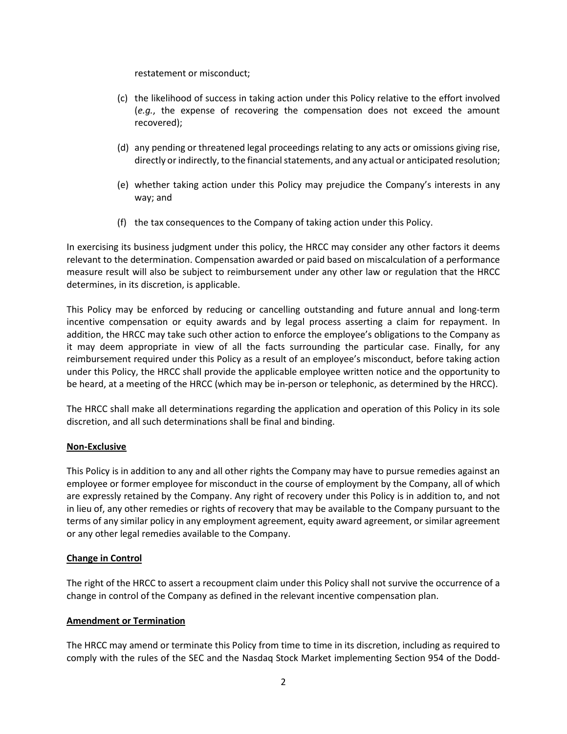restatement or misconduct;

(c) the likelihood of success in taking action under this Policy relative to the effort involved (*e.g.*, the expense of recovering the compensation does not exceed the amount recovered);

(d) any pending or threatened legal proceedings relating to any acts or omissions giving rise, directly or indirectly, to the financial statements, and any actual or anticipated resolution;

(e) whether taking action under this Policy may prejudice the Company's interests in any way; and

(f) the tax consequences to the Company of taking action under this Policy.

In exercising its business judgment under this policy, the HRCC may consider any other factors it deems relevant to the determination. Compensation awarded or paid based on miscalculation of a performance measure result will also be subject to reimbursement under any other law or regulation that the HRCC determines, in its discretion, is applicable.

This Policy may be enforced by reducing or cancelling outstanding and future annual and long-term incentive compensation or equity awards and by legal process asserting a claim for repayment. In addition, the HRCC may take such other action to enforce the employee's obligations to the Company as it may deem appropriate in view of all the facts surrounding the particular case. Finally, for any reimbursement required under this Policy as a result of an employee's misconduct, before taking action under this Policy, the HRCC shall provide the applicable employee written notice and the opportunity to be heard, at a meeting of the HRCC (which may be in-person or telephonic, as determined by the HRCC).

The HRCC shall make all determinations regarding the application and operation of this Policy in its sole discretion, and all such determinations shall be final and binding.

**Non-Exclusive**

This Policy is in addition to any and all other rights the Company may have to pursue remedies against an employee or former employee for misconduct in the course of employment by the Company, all of which are expressly retained by the Company. Any right of recovery under this Policy is in addition to, and not in lieu of, any other remedies or rights of recovery that may be available to the Company pursuant to the terms of any similar policy in any employment agreement, equity award agreement, or similar agreement or any other legal remedies available to the Company.

**Change in Control**

The right of the HRCC to assert a recoupment claim under this Policy shall not survive the occurrence of a change in control of the Company as defined in the relevant incentive compensation plan.

**Amendment or Termination**

The HRCC may amend or terminate this Policy from time to time in its discretion, including as required to comply with the rules of the SEC and the Nasdaq Stock Market implementing Section 954 of the Dodd-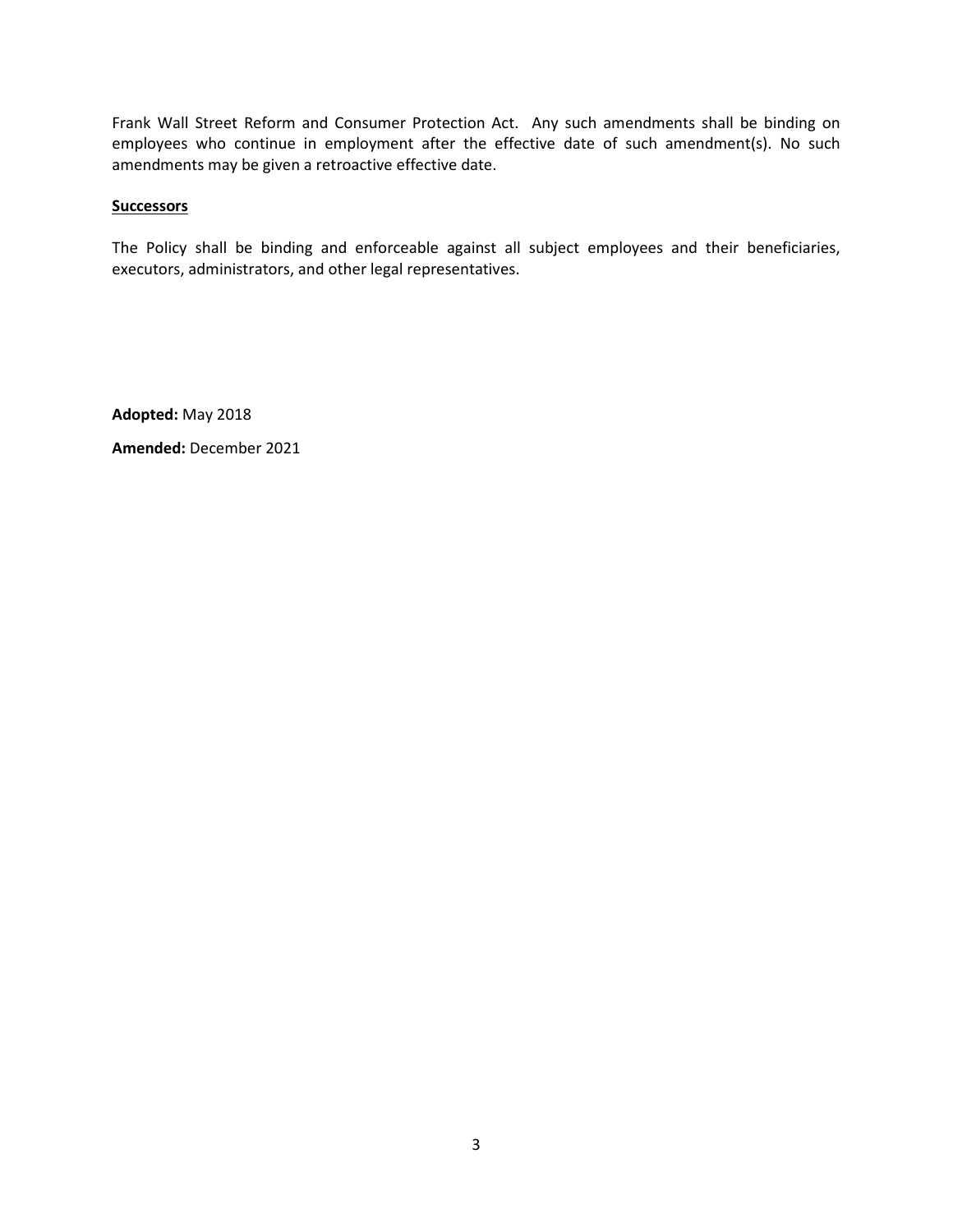Frank Wall Street Reform and Consumer Protection Act. Any such amendments shall be binding on employees who continue in employment after the effective date of such amendment(s). No such amendments may be given a retroactive effective date.

**Successors**

The Policy shall be binding and enforceable against all subject employees and their beneficiaries, executors, administrators, and other legal representatives.

**Adopted:** May 2018

**Amended:** December 2021